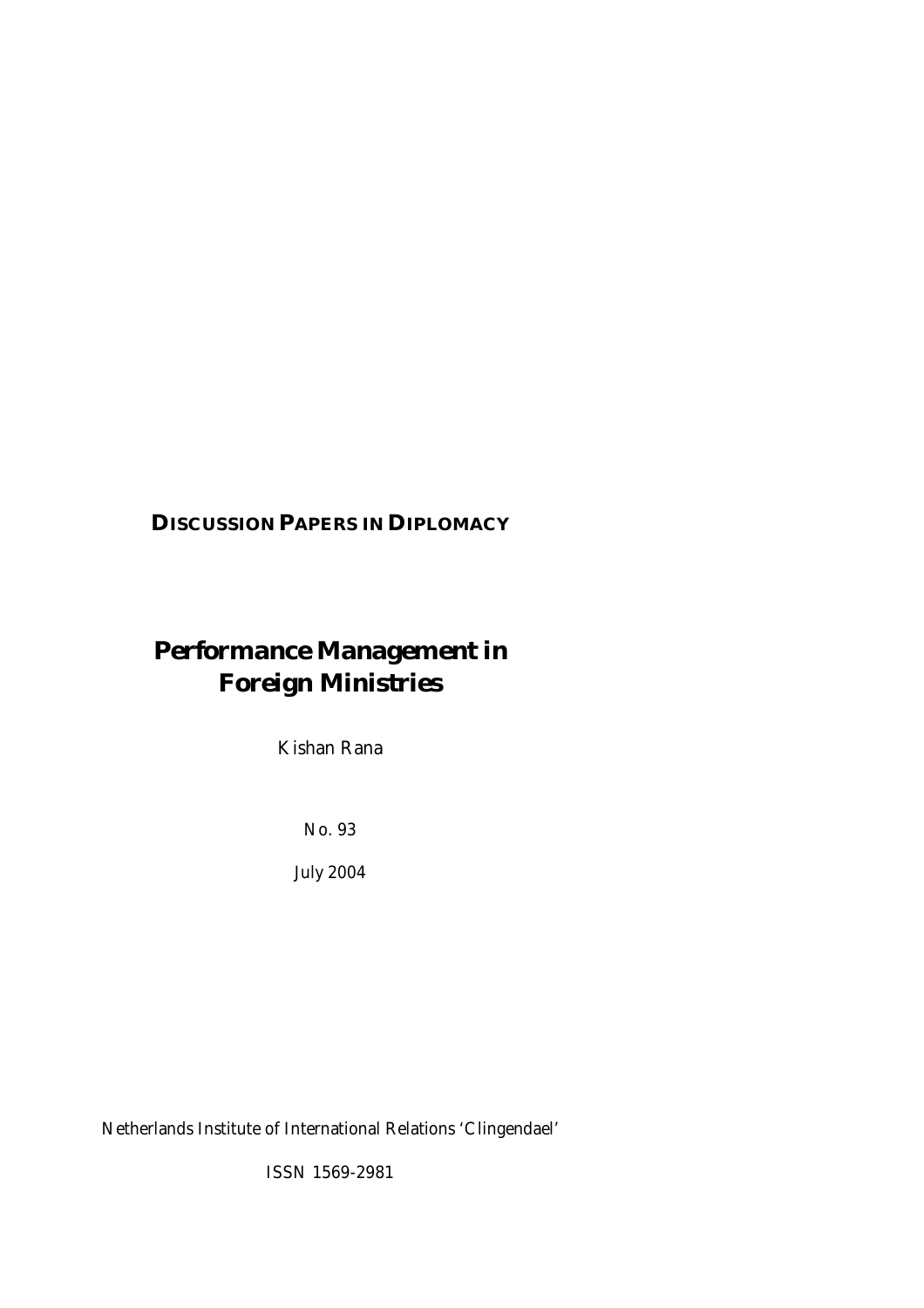**DISCUSSION PAPERS IN DIPLOMACY**

# Performance Management in Foreign Ministries

Kishan Rana

No. 93

July 2004

Netherlands Institute of International Relations 'Clingendael'

ISSN 1569-2981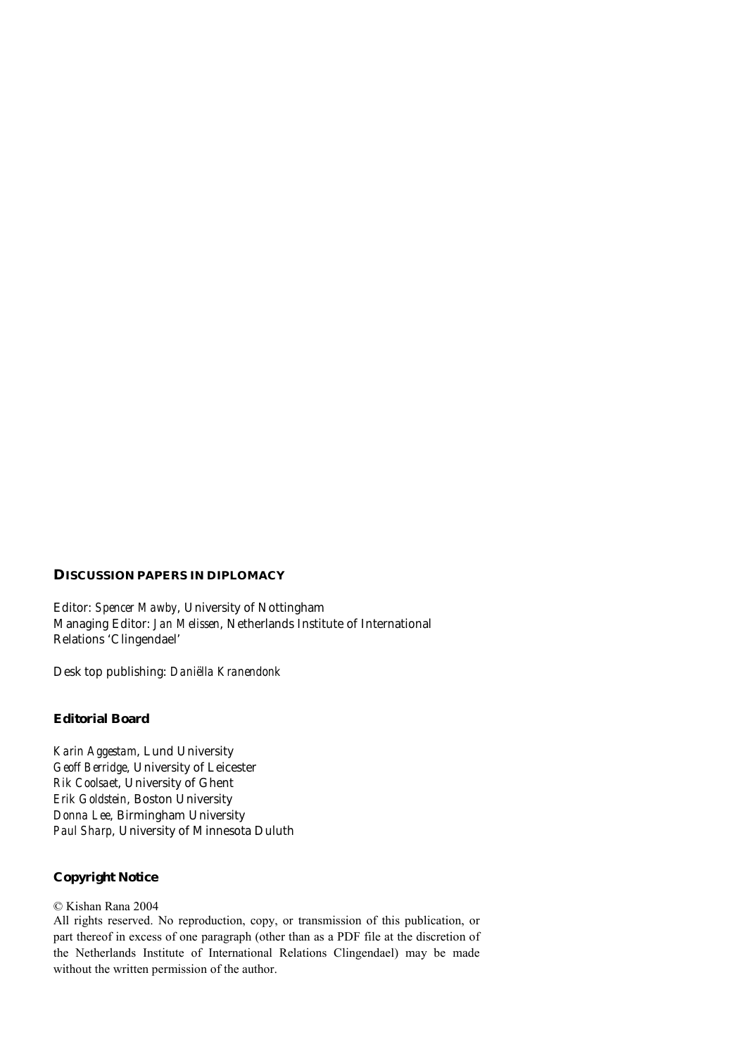**DISCUSSION PAPERS IN DIPLOMACY**

Editor: *Spencer Mawby*, University of Nottingham
Managing Editor: *Jan Melissen*, Netherlands Institute of International Relations 'Clingendael'

Desk top publishing: *Daniëlla Kranendonk*

**Editorial Board**

*Karin Aggestam*, Lund University
*Geoff Berridge*, University of Leicester
*Rik Coolsaet*, University of Ghent
*Erik Goldstein*, Boston University
*Donna Lee*, Birmingham University
*Paul Sharp*, University of Minnesota Duluth

**Copyright Notice**

© Kishan Rana 2004
All rights reserved. No reproduction, copy, or transmission of this publication, or part thereof in excess of one paragraph (other than as a PDF file at the discretion of the Netherlands Institute of International Relations Clingendael) may be made without the written permission of the author.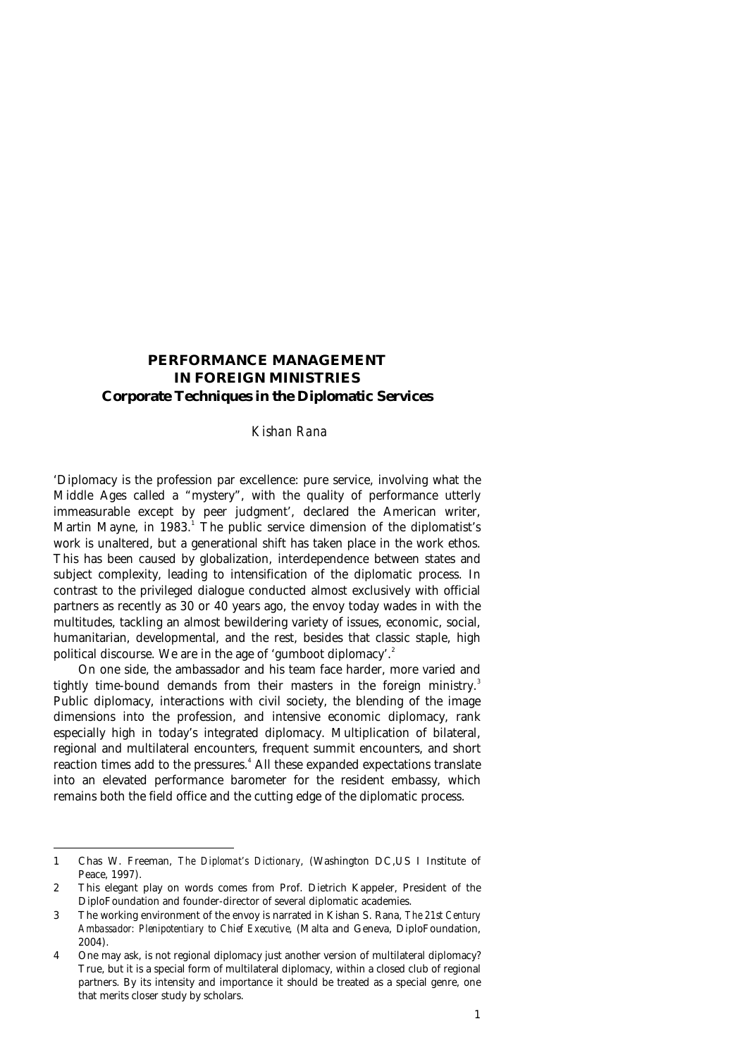# PERFORMANCE MANAGEMENT IN FOREIGN MINISTRIES

## Corporate Techniques in the Diplomatic Services

*Kishan Rana*

'Diplomacy is the profession par excellence: pure service, involving what the Middle Ages called a "mystery", with the quality of performance utterly immeasurable except by peer judgment', declared the American writer, Martin Mayne, in 1983.[1] The public service dimension of the diplomatist's work is unaltered, but a generational shift has taken place in the work ethos. This has been caused by globalization, interdependence between states and subject complexity, leading to intensification of the diplomatic process. In contrast to the privileged dialogue conducted almost exclusively with official partners as recently as 30 or 40 years ago, the envoy today wades in with the multitudes, tackling an almost bewildering variety of issues, economic, social, humanitarian, developmental, and the rest, besides that classic staple, high political discourse. We are in the age of 'gumboot diplomacy'.[2]

On one side, the ambassador and his team face harder, more varied and tightly time-bound demands from their masters in the foreign ministry.[3] Public diplomacy, interactions with civil society, the blending of the image dimensions into the profession, and intensive economic diplomacy, rank especially high in today's integrated diplomacy. Multiplication of bilateral, regional and multilateral encounters, frequent summit encounters, and short reaction times add to the pressures.[4] All these expanded expectations translate into an elevated performance barometer for the resident embassy, which remains both the field office and the cutting edge of the diplomatic process.

---

1 Chas W. Freeman, *The Diplomat's Dictionary*, (Washington DC,US I Institute of Peace, 1997).

2 This elegant play on words comes from Prof. Dietrich Kappeler, President of the DiploFoundation and founder-director of several diplomatic academies.

3 The working environment of the envoy is narrated in Kishan S. Rana, *The 21st Century Ambassador: Plenipotentiary to Chief Executive*, (Malta and Geneva, DiploFoundation, 2004).

4 One may ask, is not regional diplomacy just another version of multilateral diplomacy? True, but it is a special form of multilateral diplomacy, within a closed club of regional partners. By its intensity and importance it should be treated as a special genre, one that merits closer study by scholars.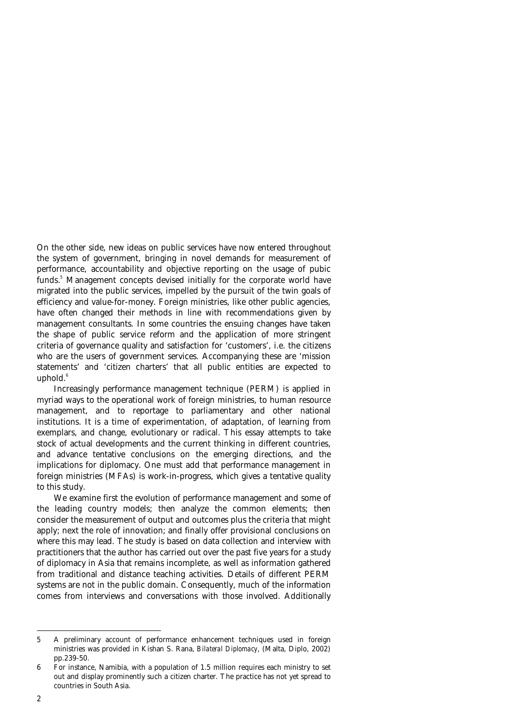On the other side, new ideas on public services have now entered throughout the system of government, bringing in novel demands for measurement of performance, accountability and objective reporting on the usage of pubic funds.[5] Management concepts devised initially for the corporate world have migrated into the public services, impelled by the pursuit of the twin goals of efficiency and value-for-money. Foreign ministries, like other public agencies, have often changed their methods in line with recommendations given by management consultants. In some countries the ensuing changes have taken the shape of public service reform and the application of more stringent criteria of governance quality and satisfaction for 'customers', i.e. the citizens who are the users of government services. Accompanying these are 'mission statements' and 'citizen charters' that all public entities are expected to uphold.[6]

Increasingly performance management technique (PERM) is applied in myriad ways to the operational work of foreign ministries, to human resource management, and to reportage to parliamentary and other national institutions. It is a time of experimentation, of adaptation, of learning from exemplars, and change, evolutionary or radical. This essay attempts to take stock of actual developments and the current thinking in different countries, and advance tentative conclusions on the emerging directions, and the implications for diplomacy. One must add that performance management in foreign ministries (MFAs) is work-in-progress, which gives a tentative quality to this study.

We examine first the evolution of performance management and some of the leading country models; then analyze the common elements; then consider the measurement of output and outcomes plus the criteria that might apply; next the role of innovation; and finally offer provisional conclusions on where this may lead. The study is based on data collection and interview with practitioners that the author has carried out over the past five years for a study of diplomacy in Asia that remains incomplete, as well as information gathered from traditional and distance teaching activities. Details of different PERM systems are not in the public domain. Consequently, much of the information comes from interviews and conversations with those involved. Additionally

---

5 A preliminary account of performance enhancement techniques used in foreign ministries was provided in Kishan S. Rana, *Bilateral Diplomacy*, (Malta, Diplo, 2002) pp.239-50.

6 For instance, Namibia, with a population of 1.5 million requires each ministry to set out and display prominently such a citizen charter. The practice has not yet spread to countries in South Asia.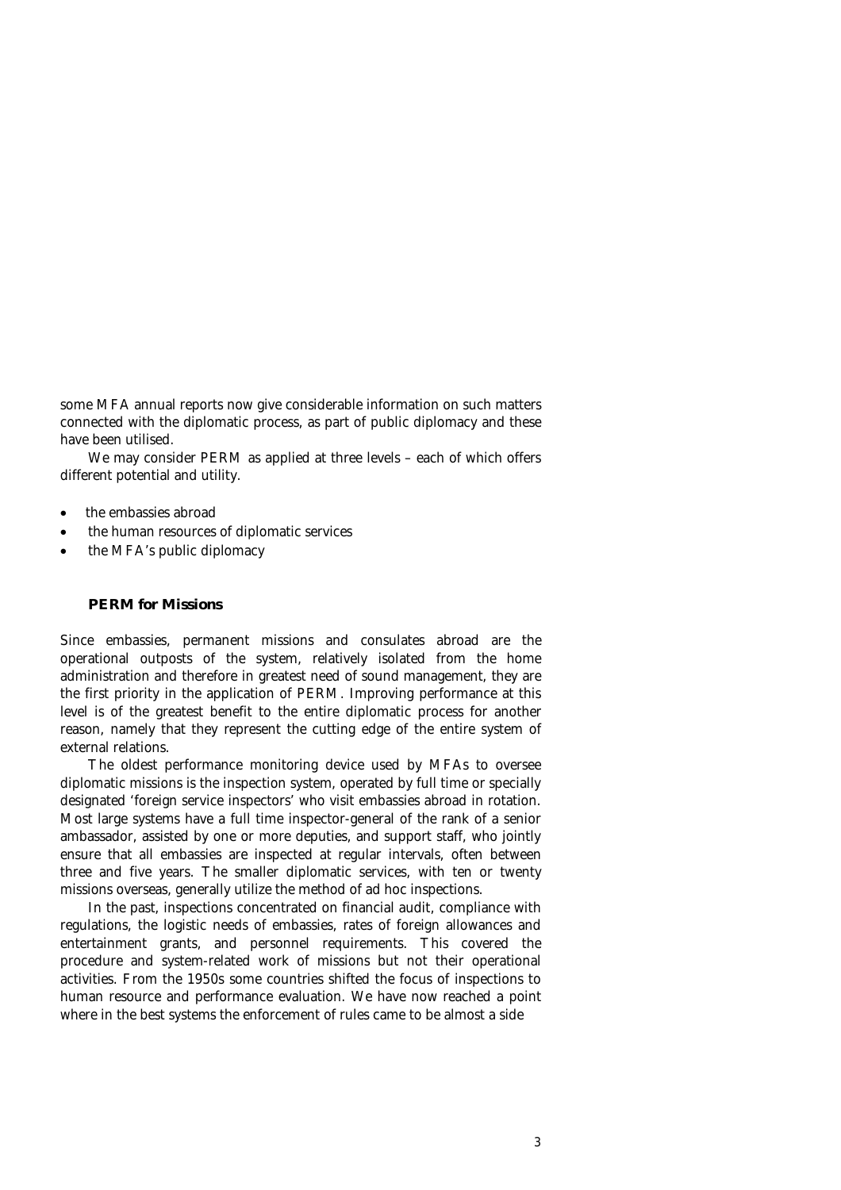some MFA annual reports now give considerable information on such matters connected with the diplomatic process, as part of public diplomacy and these have been utilised.

We may consider PERM as applied at three levels – each of which offers different potential and utility.

- the embassies abroad
- the human resources of diplomatic services
- the MFA's public diplomacy

### PERM for Missions

Since embassies, permanent missions and consulates abroad are the operational outposts of the system, relatively isolated from the home administration and therefore in greatest need of sound management, they are the first priority in the application of PERM. Improving performance at this level is of the greatest benefit to the entire diplomatic process for another reason, namely that they represent the cutting edge of the entire system of external relations.

The oldest performance monitoring device used by MFAs to oversee diplomatic missions is the inspection system, operated by full time or specially designated 'foreign service inspectors' who visit embassies abroad in rotation. Most large systems have a full time inspector-general of the rank of a senior ambassador, assisted by one or more deputies, and support staff, who jointly ensure that all embassies are inspected at regular intervals, often between three and five years. The smaller diplomatic services, with ten or twenty missions overseas, generally utilize the method of ad hoc inspections.

In the past, inspections concentrated on financial audit, compliance with regulations, the logistic needs of embassies, rates of foreign allowances and entertainment grants, and personnel requirements. This covered the procedure and system-related work of missions but not their operational activities. From the 1950s some countries shifted the focus of inspections to human resource and performance evaluation. We have now reached a point where in the best systems the enforcement of rules came to be almost a side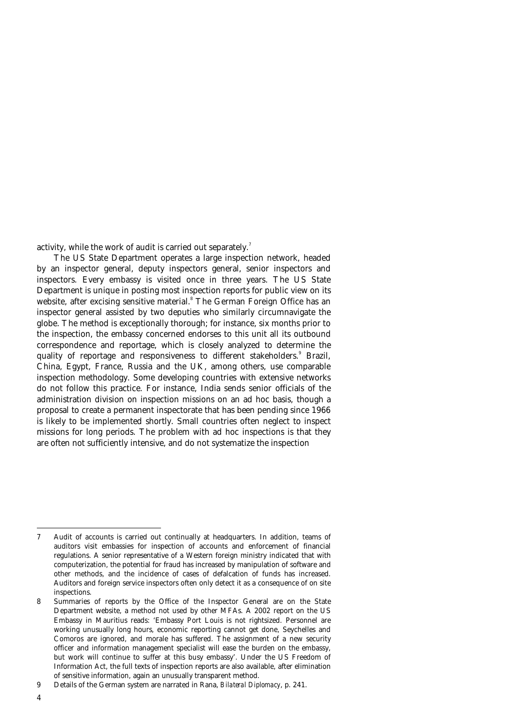activity, while the work of audit is carried out separately.[7]

The US State Department operates a large inspection network, headed by an inspector general, deputy inspectors general, senior inspectors and inspectors. Every embassy is visited once in three years. The US State Department is unique in posting most inspection reports for public view on its website, after excising sensitive material.[8] The German Foreign Office has an inspector general assisted by two deputies who similarly circumnavigate the globe. The method is exceptionally thorough; for instance, six months prior to the inspection, the embassy concerned endorses to this unit all its outbound correspondence and reportage, which is closely analyzed to determine the quality of reportage and responsiveness to different stakeholders.[9] Brazil, China, Egypt, France, Russia and the UK, among others, use comparable inspection methodology. Some developing countries with extensive networks do not follow this practice. For instance, India sends senior officials of the administration division on inspection missions on an ad hoc basis, though a proposal to create a permanent inspectorate that has been pending since 1966 is likely to be implemented shortly. Small countries often neglect to inspect missions for long periods. The problem with ad hoc inspections is that they are often not sufficiently intensive, and do not systematize the inspection

---

7 Audit of accounts is carried out continually at headquarters. In addition, teams of auditors visit embassies for inspection of accounts and enforcement of financial regulations. A senior representative of a Western foreign ministry indicated that with computerization, the potential for fraud has increased by manipulation of software and other methods, and the incidence of cases of defalcation of funds has increased. Auditors and foreign service inspectors often only detect it as a consequence of on site inspections.

8 Summaries of reports by the Office of the Inspector General are on the State Department website, a method not used by other MFAs. A 2002 report on the US Embassy in Mauritius reads: 'Embassy Port Louis is not rightsized. Personnel are working unusually long hours, economic reporting cannot get done, Seychelles and Comoros are ignored, and morale has suffered. The assignment of a new security officer and information management specialist will ease the burden on the embassy, but work will continue to suffer at this busy embassy'. Under the US Freedom of Information Act, the full texts of inspection reports are also available, after elimination of sensitive information, again an unusually transparent method.

9 Details of the German system are narrated in Rana, *Bilateral Diplomacy*, p. 241.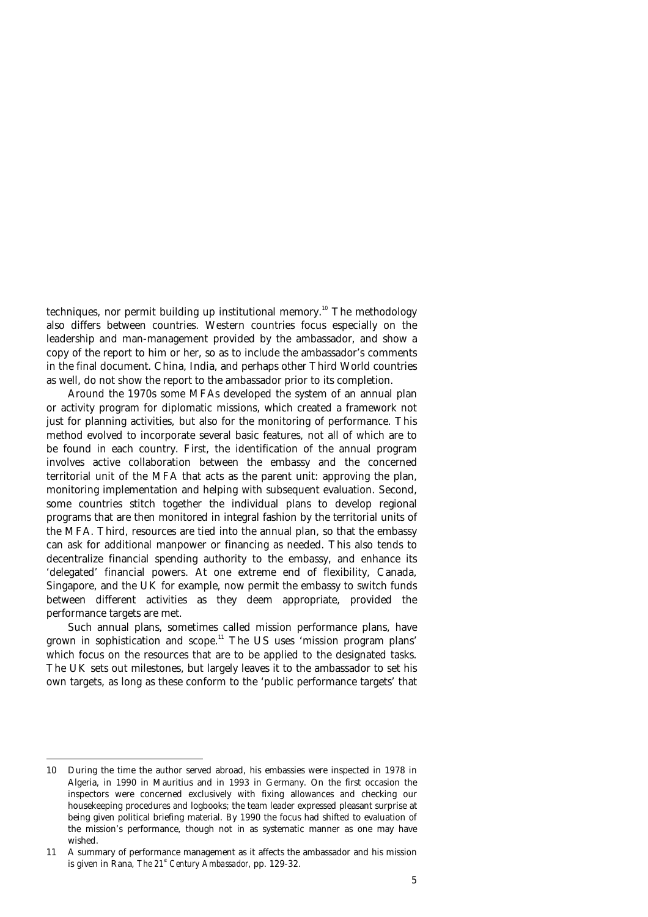techniques, nor permit building up institutional memory.[10] The methodology also differs between countries. Western countries focus especially on the leadership and man-management provided by the ambassador, and show a copy of the report to him or her, so as to include the ambassador's comments in the final document. China, India, and perhaps other Third World countries as well, do not show the report to the ambassador prior to its completion.

Around the 1970s some MFAs developed the system of an annual plan or activity program for diplomatic missions, which created a framework not just for planning activities, but also for the monitoring of performance. This method evolved to incorporate several basic features, not all of which are to be found in each country. First, the identification of the annual program involves active collaboration between the embassy and the concerned territorial unit of the MFA that acts as the parent unit: approving the plan, monitoring implementation and helping with subsequent evaluation. Second, some countries stitch together the individual plans to develop regional programs that are then monitored in integral fashion by the territorial units of the MFA. Third, resources are tied into the annual plan, so that the embassy can ask for additional manpower or financing as needed. This also tends to decentralize financial spending authority to the embassy, and enhance its 'delegated' financial powers. At one extreme end of flexibility, Canada, Singapore, and the UK for example, now permit the embassy to switch funds between different activities as they deem appropriate, provided the performance targets are met.

Such annual plans, sometimes called mission performance plans, have grown in sophistication and scope.[11] The US uses 'mission program plans' which focus on the resources that are to be applied to the designated tasks. The UK sets out milestones, but largely leaves it to the ambassador to set his own targets, as long as these conform to the 'public performance targets' that

---

10 During the time the author served abroad, his embassies were inspected in 1978 in Algeria, in 1990 in Mauritius and in 1993 in Germany. On the first occasion the inspectors were concerned exclusively with fixing allowances and checking our housekeeping procedures and logbooks; the team leader expressed pleasant surprise at being given political briefing material. By 1990 the focus had shifted to evaluation of the mission's performance, though not in as systematic manner as one may have wished.

11 A summary of performance management as it affects the ambassador and his mission is given in Rana, *The 21st Century Ambassador*, pp. 129-32.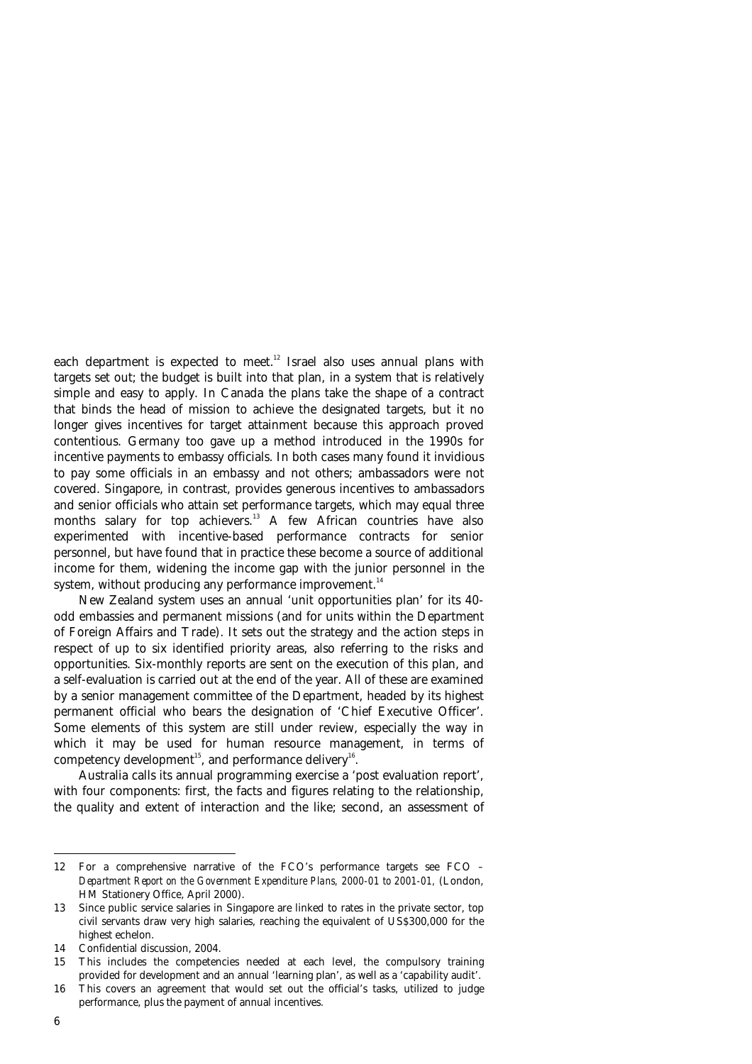each department is expected to meet.[12] Israel also uses annual plans with targets set out; the budget is built into that plan, in a system that is relatively simple and easy to apply. In Canada the plans take the shape of a contract that binds the head of mission to achieve the designated targets, but it no longer gives incentives for target attainment because this approach proved contentious. Germany too gave up a method introduced in the 1990s for incentive payments to embassy officials. In both cases many found it invidious to pay some officials in an embassy and not others; ambassadors were not covered. Singapore, in contrast, provides generous incentives to ambassadors and senior officials who attain set performance targets, which may equal three months salary for top achievers.[13] A few African countries have also experimented with incentive-based performance contracts for senior personnel, but have found that in practice these become a source of additional income for them, widening the income gap with the junior personnel in the system, without producing any performance improvement.[14]

New Zealand system uses an annual 'unit opportunities plan' for its 40-odd embassies and permanent missions (and for units within the Department of Foreign Affairs and Trade). It sets out the strategy and the action steps in respect of up to six identified priority areas, also referring to the risks and opportunities. Six-monthly reports are sent on the execution of this plan, and a self-evaluation is carried out at the end of the year. All of these are examined by a senior management committee of the Department, headed by its highest permanent official who bears the designation of 'Chief Executive Officer'. Some elements of this system are still under review, especially the way in which it may be used for human resource management, in terms of competency development[15], and performance delivery[16].

Australia calls its annual programming exercise a 'post evaluation report', with four components: first, the facts and figures relating to the relationship, the quality and extent of interaction and the like; second, an assessment of

---

12 For a comprehensive narrative of the FCO's performance targets see FCO – *Department Report on the Government Expenditure Plans, 2000-01 to 2001-01*, (London, HM Stationery Office, April 2000).

13 Since public service salaries in Singapore are linked to rates in the private sector, top civil servants draw very high salaries, reaching the equivalent of US$300,000 for the highest echelon.

14 Confidential discussion, 2004.

15 This includes the competencies needed at each level, the compulsory training provided for development and an annual 'learning plan', as well as a 'capability audit'.

16 This covers an agreement that would set out the official's tasks, utilized to judge performance, plus the payment of annual incentives.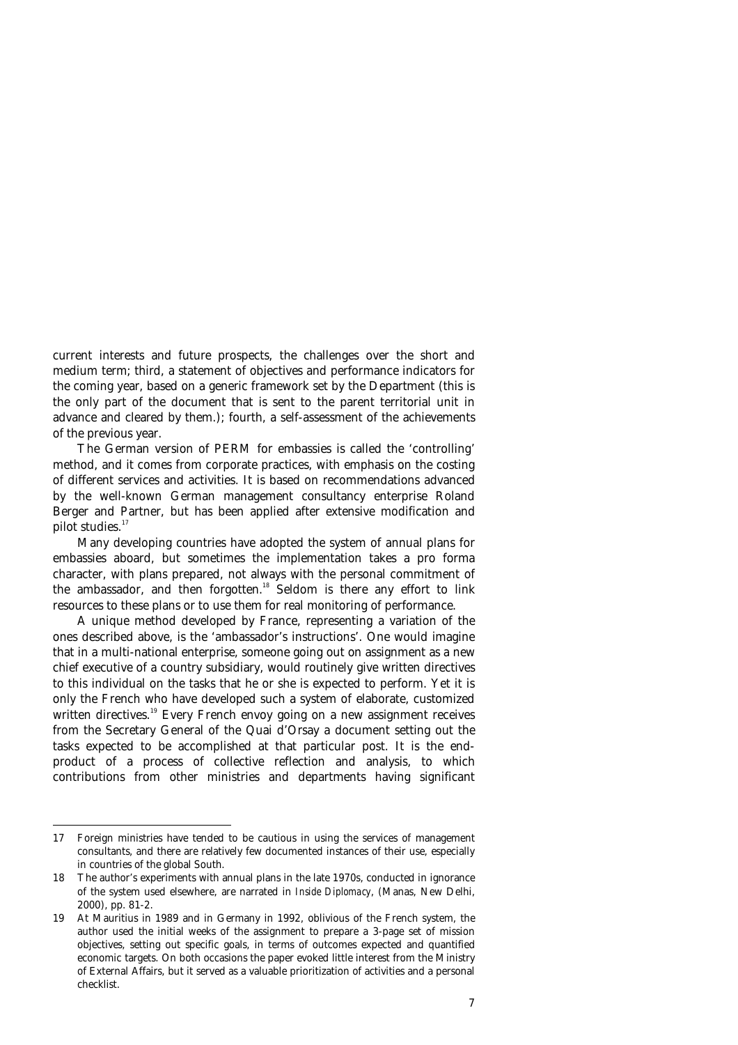current interests and future prospects, the challenges over the short and medium term; third, a statement of objectives and performance indicators for the coming year, based on a generic framework set by the Department (this is the only part of the document that is sent to the parent territorial unit in advance and cleared by them.); fourth, a self-assessment of the achievements of the previous year.

The German version of PERM for embassies is called the 'controlling' method, and it comes from corporate practices, with emphasis on the costing of different services and activities. It is based on recommendations advanced by the well-known German management consultancy enterprise Roland Berger and Partner, but has been applied after extensive modification and pilot studies.[17]

Many developing countries have adopted the system of annual plans for embassies aboard, but sometimes the implementation takes a pro forma character, with plans prepared, not always with the personal commitment of the ambassador, and then forgotten.[18] Seldom is there any effort to link resources to these plans or to use them for real monitoring of performance.

A unique method developed by France, representing a variation of the ones described above, is the 'ambassador's instructions'. One would imagine that in a multi-national enterprise, someone going out on assignment as a new chief executive of a country subsidiary, would routinely give written directives to this individual on the tasks that he or she is expected to perform. Yet it is only the French who have developed such a system of elaborate, customized written directives.[19] Every French envoy going on a new assignment receives from the Secretary General of the Quai d'Orsay a document setting out the tasks expected to be accomplished at that particular post. It is the end-product of a process of collective reflection and analysis, to which contributions from other ministries and departments having significant

---

17 Foreign ministries have tended to be cautious in using the services of management consultants, and there are relatively few documented instances of their use, especially in countries of the global South.

18 The author's experiments with annual plans in the late 1970s, conducted in ignorance of the system used elsewhere, are narrated in *Inside Diplomacy*, (Manas, New Delhi, 2000), pp. 81-2.

19 At Mauritius in 1989 and in Germany in 1992, oblivious of the French system, the author used the initial weeks of the assignment to prepare a 3-page set of mission objectives, setting out specific goals, in terms of outcomes expected and quantified economic targets. On both occasions the paper evoked little interest from the Ministry of External Affairs, but it served as a valuable prioritization of activities and a personal checklist.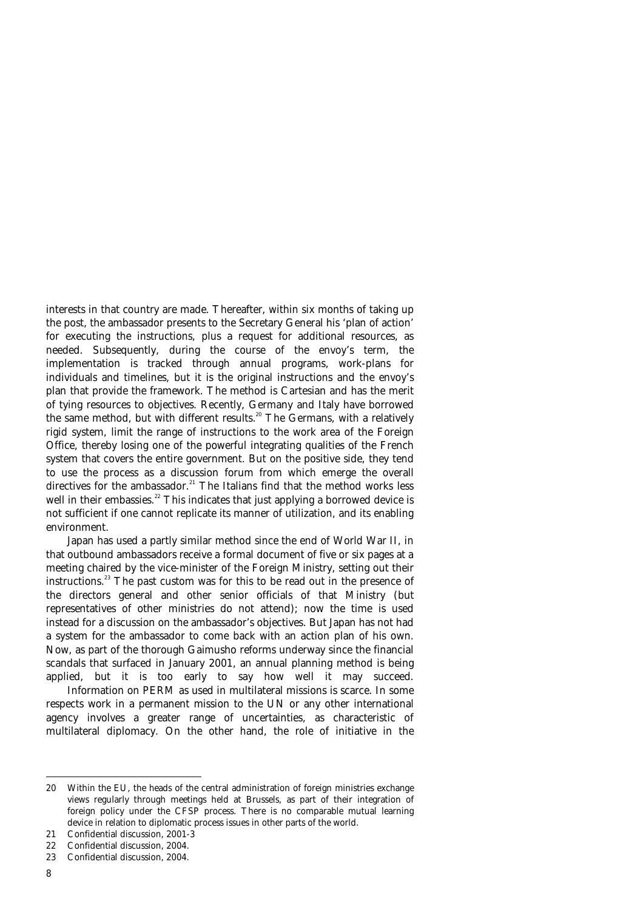interests in that country are made. Thereafter, within six months of taking up the post, the ambassador presents to the Secretary General his 'plan of action' for executing the instructions, plus a request for additional resources, as needed. Subsequently, during the course of the envoy's term, the implementation is tracked through annual programs, work-plans for individuals and timelines, but it is the original instructions and the envoy's plan that provide the framework. The method is Cartesian and has the merit of tying resources to objectives. Recently, Germany and Italy have borrowed the same method, but with different results.[20] The Germans, with a relatively rigid system, limit the range of instructions to the work area of the Foreign Office, thereby losing one of the powerful integrating qualities of the French system that covers the entire government. But on the positive side, they tend to use the process as a discussion forum from which emerge the overall directives for the ambassador.[21] The Italians find that the method works less well in their embassies.[22] This indicates that just applying a borrowed device is not sufficient if one cannot replicate its manner of utilization, and its enabling environment.

Japan has used a partly similar method since the end of World War II, in that outbound ambassadors receive a formal document of five or six pages at a meeting chaired by the vice-minister of the Foreign Ministry, setting out their instructions.[23] The past custom was for this to be read out in the presence of the directors general and other senior officials of that Ministry (but representatives of other ministries do not attend); now the time is used instead for a discussion on the ambassador's objectives. But Japan has not had a system for the ambassador to come back with an action plan of his own. Now, as part of the thorough Gaimusho reforms underway since the financial scandals that surfaced in January 2001, an annual planning method is being applied, but it is too early to say how well it may succeed.

Information on PERM as used in multilateral missions is scarce. In some respects work in a permanent mission to the UN or any other international agency involves a greater range of uncertainties, as characteristic of multilateral diplomacy. On the other hand, the role of initiative in the

---

20 Within the EU, the heads of the central administration of foreign ministries exchange views regularly through meetings held at Brussels, as part of their integration of foreign policy under the CFSP process. There is no comparable mutual learning device in relation to diplomatic process issues in other parts of the world.

21 Confidential discussion, 2001-3

22 Confidential discussion, 2004.

23 Confidential discussion, 2004.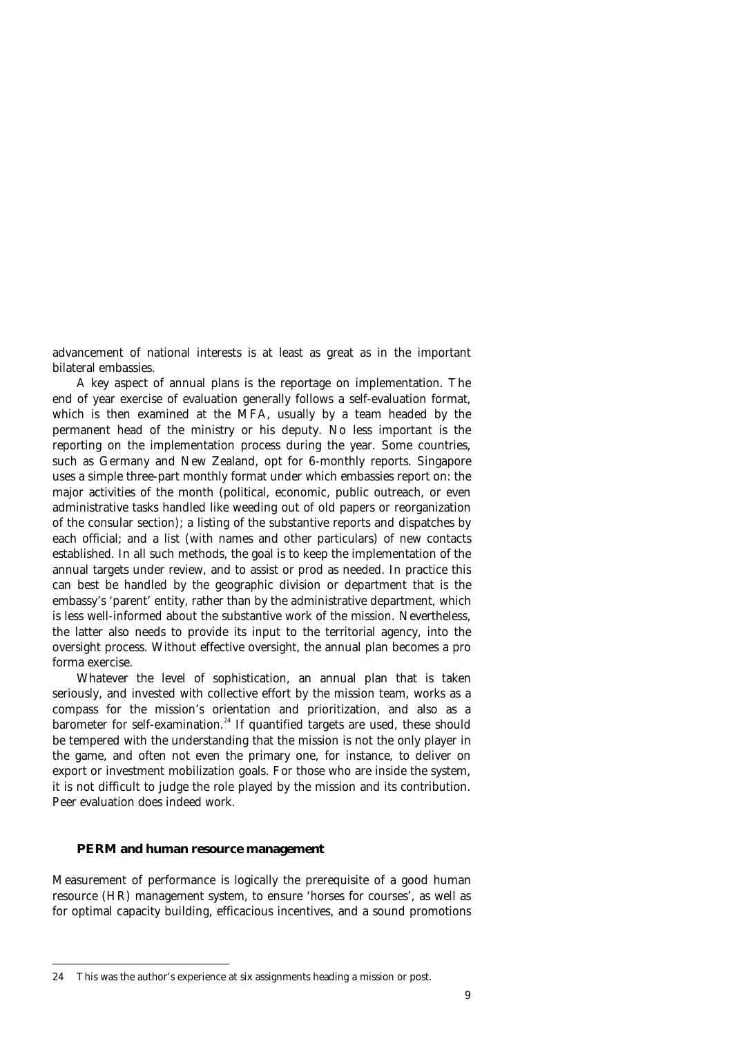advancement of national interests is at least as great as in the important bilateral embassies.

A key aspect of annual plans is the reportage on implementation. The end of year exercise of evaluation generally follows a self-evaluation format, which is then examined at the MFA, usually by a team headed by the permanent head of the ministry or his deputy. No less important is the reporting on the implementation process during the year. Some countries, such as Germany and New Zealand, opt for 6-monthly reports. Singapore uses a simple three-part monthly format under which embassies report on: the major activities of the month (political, economic, public outreach, or even administrative tasks handled like weeding out of old papers or reorganization of the consular section); a listing of the substantive reports and dispatches by each official; and a list (with names and other particulars) of new contacts established. In all such methods, the goal is to keep the implementation of the annual targets under review, and to assist or prod as needed. In practice this can best be handled by the geographic division or department that is the embassy's 'parent' entity, rather than by the administrative department, which is less well-informed about the substantive work of the mission. Nevertheless, the latter also needs to provide its input to the territorial agency, into the oversight process. Without effective oversight, the annual plan becomes a pro forma exercise.

Whatever the level of sophistication, an annual plan that is taken seriously, and invested with collective effort by the mission team, works as a compass for the mission's orientation and prioritization, and also as a barometer for self-examination.[24] If quantified targets are used, these should be tempered with the understanding that the mission is not the only player in the game, and often not even the primary one, for instance, to deliver on export or investment mobilization goals. For those who are inside the system, it is not difficult to judge the role played by the mission and its contribution. Peer evaluation does indeed work.

## PERM and human resource management

Measurement of performance is logically the prerequisite of a good human resource (HR) management system, to ensure 'horses for courses', as well as for optimal capacity building, efficacious incentives, and a sound promotions

24 This was the author's experience at six assignments heading a mission or post.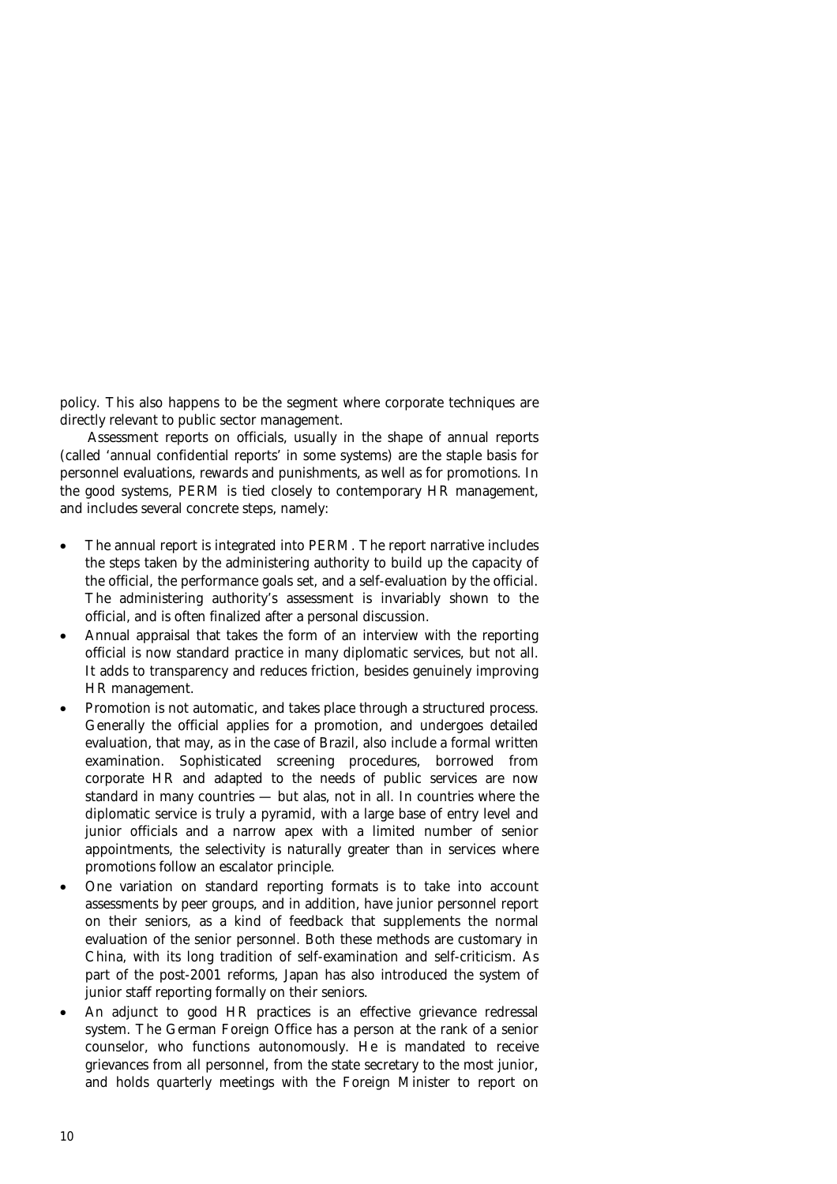policy. This also happens to be the segment where corporate techniques are directly relevant to public sector management.

Assessment reports on officials, usually in the shape of annual reports (called 'annual confidential reports' in some systems) are the staple basis for personnel evaluations, rewards and punishments, as well as for promotions. In the good systems, PERM is tied closely to contemporary HR management, and includes several concrete steps, namely:

- The annual report is integrated into PERM. The report narrative includes the steps taken by the administering authority to build up the capacity of the official, the performance goals set, and a self-evaluation by the official. The administering authority's assessment is invariably shown to the official, and is often finalized after a personal discussion.
- Annual appraisal that takes the form of an interview with the reporting official is now standard practice in many diplomatic services, but not all. It adds to transparency and reduces friction, besides genuinely improving HR management.
- Promotion is not automatic, and takes place through a structured process. Generally the official applies for a promotion, and undergoes detailed evaluation, that may, as in the case of Brazil, also include a formal written examination. Sophisticated screening procedures, borrowed from corporate HR and adapted to the needs of public services are now standard in many countries — but alas, not in all. In countries where the diplomatic service is truly a pyramid, with a large base of entry level and junior officials and a narrow apex with a limited number of senior appointments, the selectivity is naturally greater than in services where promotions follow an escalator principle.
- One variation on standard reporting formats is to take into account assessments by peer groups, and in addition, have junior personnel report on their seniors, as a kind of feedback that supplements the normal evaluation of the senior personnel. Both these methods are customary in China, with its long tradition of self-examination and self-criticism. As part of the post-2001 reforms, Japan has also introduced the system of junior staff reporting formally on their seniors.
- An adjunct to good HR practices is an effective grievance redressal system. The German Foreign Office has a person at the rank of a senior counselor, who functions autonomously. He is mandated to receive grievances from all personnel, from the state secretary to the most junior, and holds quarterly meetings with the Foreign Minister to report on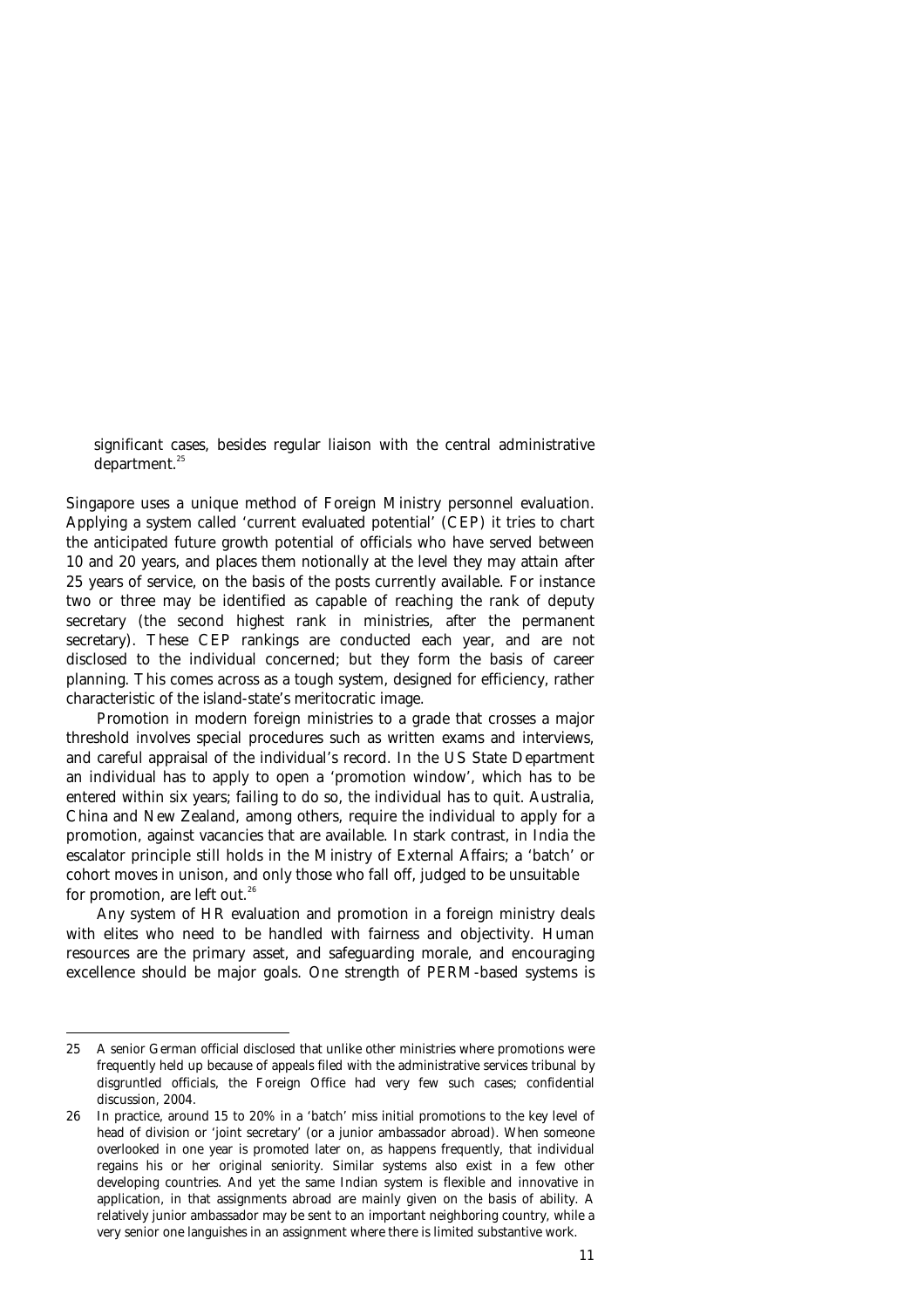> significant cases, besides regular liaison with the central administrative department.[25]

Singapore uses a unique method of Foreign Ministry personnel evaluation. Applying a system called 'current evaluated potential' (CEP) it tries to chart the anticipated future growth potential of officials who have served between 10 and 20 years, and places them notionally at the level they may attain after 25 years of service, on the basis of the posts currently available. For instance two or three may be identified as capable of reaching the rank of deputy secretary (the second highest rank in ministries, after the permanent secretary). These CEP rankings are conducted each year, and are not disclosed to the individual concerned; but they form the basis of career planning. This comes across as a tough system, designed for efficiency, rather characteristic of the island-state's meritocratic image.

Promotion in modern foreign ministries to a grade that crosses a major threshold involves special procedures such as written exams and interviews, and careful appraisal of the individual's record. In the US State Department an individual has to apply to open a 'promotion window', which has to be entered within six years; failing to do so, the individual has to quit. Australia, China and New Zealand, among others, require the individual to apply for a promotion, against vacancies that are available. In stark contrast, in India the escalator principle still holds in the Ministry of External Affairs; a 'batch' or cohort moves in unison, and only those who fall off, judged to be unsuitable for promotion, are left out.[26]

Any system of HR evaluation and promotion in a foreign ministry deals with elites who need to be handled with fairness and objectivity. Human resources are the primary asset, and safeguarding morale, and encouraging excellence should be major goals. One strength of PERM-based systems is

---

25 A senior German official disclosed that unlike other ministries where promotions were frequently held up because of appeals filed with the administrative services tribunal by disgruntled officials, the Foreign Office had very few such cases; confidential discussion, 2004.

26 In practice, around 15 to 20% in a 'batch' miss initial promotions to the key level of head of division or 'joint secretary' (or a junior ambassador abroad). When someone overlooked in one year is promoted later on, as happens frequently, that individual regains his or her original seniority. Similar systems also exist in a few other developing countries. And yet the same Indian system is flexible and innovative in application, in that assignments abroad are mainly given on the basis of ability. A relatively junior ambassador may be sent to an important neighboring country, while a very senior one languishes in an assignment where there is limited substantive work.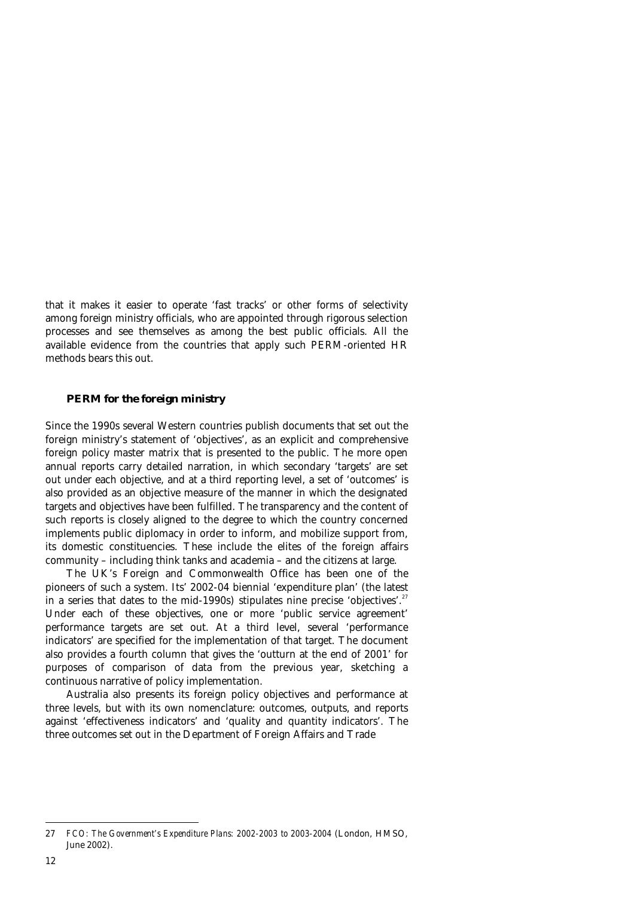that it makes it easier to operate 'fast tracks' or other forms of selectivity among foreign ministry officials, who are appointed through rigorous selection processes and see themselves as among the best public officials. All the available evidence from the countries that apply such PERM-oriented HR methods bears this out.

### PERM for the foreign ministry

Since the 1990s several Western countries publish documents that set out the foreign ministry's statement of 'objectives', as an explicit and comprehensive foreign policy master matrix that is presented to the public. The more open annual reports carry detailed narration, in which secondary 'targets' are set out under each objective, and at a third reporting level, a set of 'outcomes' is also provided as an objective measure of the manner in which the designated targets and objectives have been fulfilled. The transparency and the content of such reports is closely aligned to the degree to which the country concerned implements public diplomacy in order to inform, and mobilize support from, its domestic constituencies. These include the elites of the foreign affairs community – including think tanks and academia – and the citizens at large.

The UK's Foreign and Commonwealth Office has been one of the pioneers of such a system. Its' 2002-04 biennial 'expenditure plan' (the latest in a series that dates to the mid-1990s) stipulates nine precise 'objectives'.[27] Under each of these objectives, one or more 'public service agreement' performance targets are set out. At a third level, several 'performance indicators' are specified for the implementation of that target. The document also provides a fourth column that gives the 'outturn at the end of 2001' for purposes of comparison of data from the previous year, sketching a continuous narrative of policy implementation.

Australia also presents its foreign policy objectives and performance at three levels, but with its own nomenclature: outcomes, outputs, and reports against 'effectiveness indicators' and 'quality and quantity indicators'. The three outcomes set out in the Department of Foreign Affairs and Trade

---

27 FCO: *The Government's Expenditure Plans: 2002-2003 to 2003-2004* (London, HMSO, June 2002).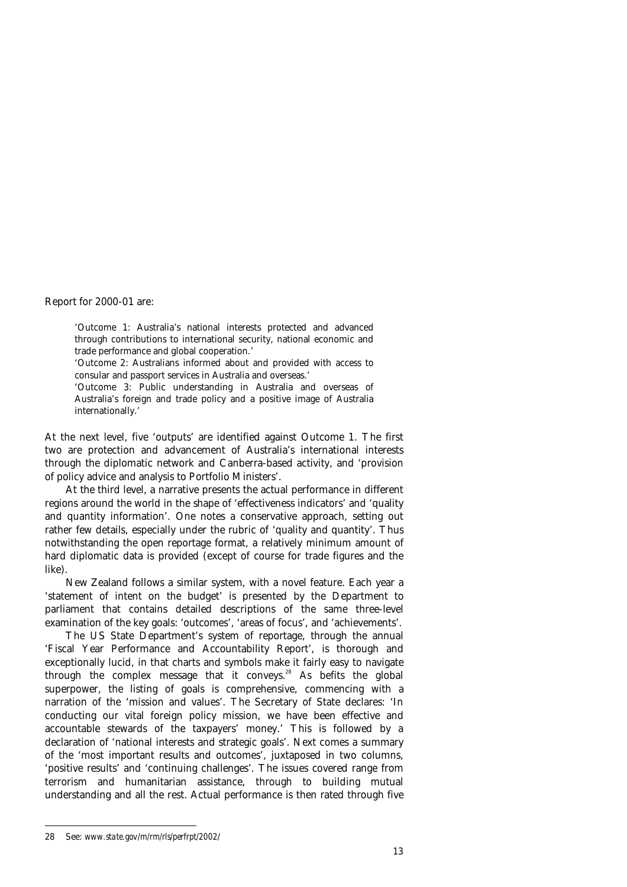Report for 2000-01 are:

> 'Outcome 1: Australia's national interests protected and advanced through contributions to international security, national economic and trade performance and global cooperation.'
>
> 'Outcome 2: Australians informed about and provided with access to consular and passport services in Australia and overseas.'
>
> 'Outcome 3: Public understanding in Australia and overseas of Australia's foreign and trade policy and a positive image of Australia internationally.'

At the next level, five 'outputs' are identified against Outcome 1. The first two are protection and advancement of Australia's international interests through the diplomatic network and Canberra-based activity, and 'provision of policy advice and analysis to Portfolio Ministers'.

At the third level, a narrative presents the actual performance in different regions around the world in the shape of 'effectiveness indicators' and 'quality and quantity information'. One notes a conservative approach, setting out rather few details, especially under the rubric of 'quality and quantity'. Thus notwithstanding the open reportage format, a relatively minimum amount of hard diplomatic data is provided (except of course for trade figures and the like).

New Zealand follows a similar system, with a novel feature. Each year a 'statement of intent on the budget' is presented by the Department to parliament that contains detailed descriptions of the same three-level examination of the key goals: 'outcomes', 'areas of focus', and 'achievements'.

The US State Department's system of reportage, through the annual 'Fiscal Year Performance and Accountability Report', is thorough and exceptionally lucid, in that charts and symbols make it fairly easy to navigate through the complex message that it conveys.[28] As befits the global superpower, the listing of goals is comprehensive, commencing with a narration of the 'mission and values'. The Secretary of State declares: 'In conducting our vital foreign policy mission, we have been effective and accountable stewards of the taxpayers' money.' This is followed by a declaration of 'national interests and strategic goals'. Next comes a summary of the 'most important results and outcomes', juxtaposed in two columns, 'positive results' and 'continuing challenges'. The issues covered range from terrorism and humanitarian assistance, through to building mutual understanding and all the rest. Actual performance is then rated through five

---

28 See: *www.state.gov/m/rm/rls/perfrpt/2002/*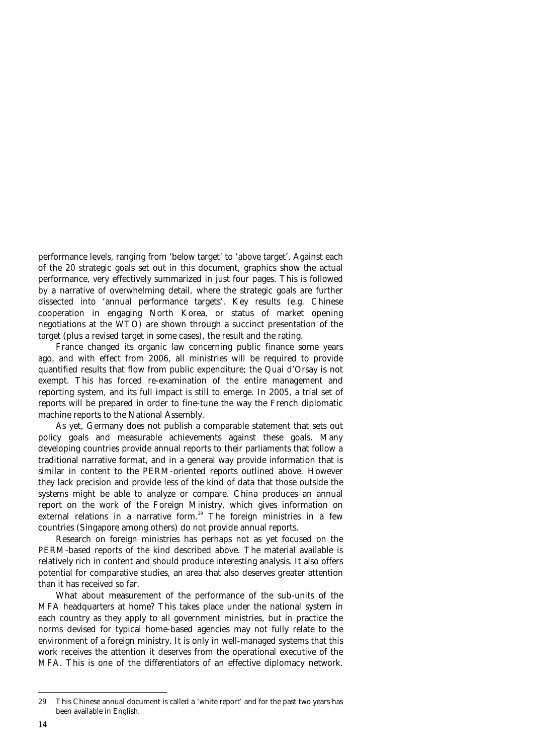performance levels, ranging from 'below target' to 'above target'. Against each of the 20 strategic goals set out in this document, graphics show the actual performance, very effectively summarized in just four pages. This is followed by a narrative of overwhelming detail, where the strategic goals are further dissected into 'annual performance targets'. Key results (e.g. Chinese cooperation in engaging North Korea, or status of market opening negotiations at the WTO) are shown through a succinct presentation of the target (plus a revised target in some cases), the result and the rating.

France changed its organic law concerning public finance some years ago, and with effect from 2006, all ministries will be required to provide quantified results that flow from public expenditure; the Quai d'Orsay is not exempt. This has forced re-examination of the entire management and reporting system, and its full impact is still to emerge. In 2005, a trial set of reports will be prepared in order to fine-tune the way the French diplomatic machine reports to the National Assembly.

As yet, Germany does not publish a comparable statement that sets out policy goals and measurable achievements against these goals. Many developing countries provide annual reports to their parliaments that follow a traditional narrative format, and in a general way provide information that is similar in content to the PERM-oriented reports outlined above. However they lack precision and provide less of the kind of data that those outside the systems might be able to analyze or compare. China produces an annual report on the work of the Foreign Ministry, which gives information on external relations in a narrative form.[29] The foreign ministries in a few countries (Singapore among others) do not provide annual reports.

Research on foreign ministries has perhaps not as yet focused on the PERM-based reports of the kind described above. The material available is relatively rich in content and should produce interesting analysis. It also offers potential for comparative studies, an area that also deserves greater attention than it has received so far.

What about measurement of the performance of the sub-units of the MFA headquarters at home? This takes place under the national system in each country as they apply to all government ministries, but in practice the norms devised for typical home-based agencies may not fully relate to the environment of a foreign ministry. It is only in well-managed systems that this work receives the attention it deserves from the operational executive of the MFA. This is one of the differentiators of an effective diplomacy network.

---

29 This Chinese annual document is called a 'white report' and for the past two years has been available in English.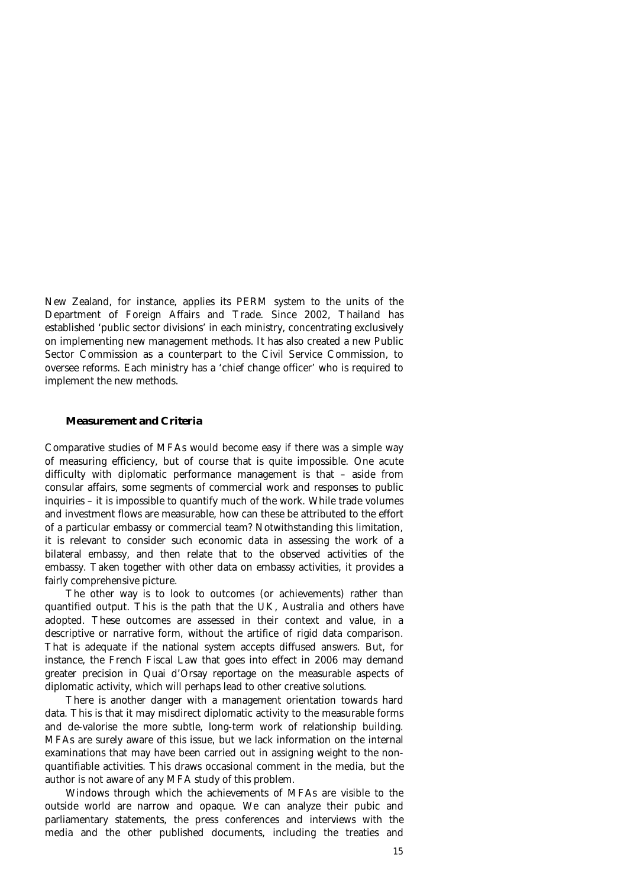New Zealand, for instance, applies its PERM system to the units of the Department of Foreign Affairs and Trade. Since 2002, Thailand has established 'public sector divisions' in each ministry, concentrating exclusively on implementing new management methods. It has also created a new Public Sector Commission as a counterpart to the Civil Service Commission, to oversee reforms. Each ministry has a 'chief change officer' who is required to implement the new methods.

### Measurement and Criteria

Comparative studies of MFAs would become easy if there was a simple way of measuring efficiency, but of course that is quite impossible. One acute difficulty with diplomatic performance management is that – aside from consular affairs, some segments of commercial work and responses to public inquiries – it is impossible to quantify much of the work. While trade volumes and investment flows are measurable, how can these be attributed to the effort of a particular embassy or commercial team? Notwithstanding this limitation, it is relevant to consider such economic data in assessing the work of a bilateral embassy, and then relate that to the observed activities of the embassy. Taken together with other data on embassy activities, it provides a fairly comprehensive picture.

The other way is to look to outcomes (or achievements) rather than quantified output. This is the path that the UK, Australia and others have adopted. These outcomes are assessed in their context and value, in a descriptive or narrative form, without the artifice of rigid data comparison. That is adequate if the national system accepts diffused answers. But, for instance, the French Fiscal Law that goes into effect in 2006 may demand greater precision in Quai d'Orsay reportage on the measurable aspects of diplomatic activity, which will perhaps lead to other creative solutions.

There is another danger with a management orientation towards hard data. This is that it may misdirect diplomatic activity to the measurable forms and de-valorise the more subtle, long-term work of relationship building. MFAs are surely aware of this issue, but we lack information on the internal examinations that may have been carried out in assigning weight to the non-quantifiable activities. This draws occasional comment in the media, but the author is not aware of any MFA study of this problem.

Windows through which the achievements of MFAs are visible to the outside world are narrow and opaque. We can analyze their pubic and parliamentary statements, the press conferences and interviews with the media and the other published documents, including the treaties and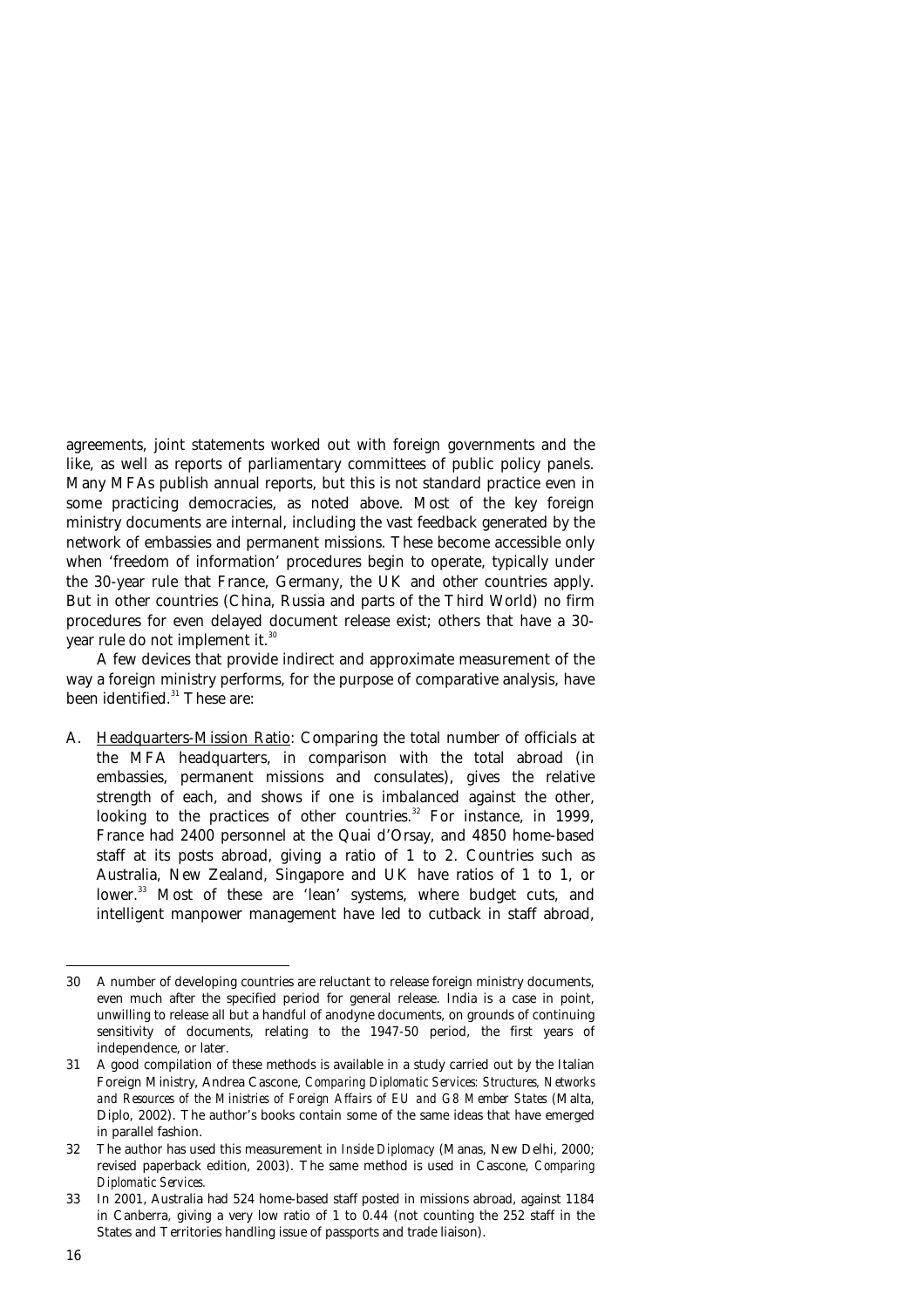agreements, joint statements worked out with foreign governments and the like, as well as reports of parliamentary committees of public policy panels. Many MFAs publish annual reports, but this is not standard practice even in some practicing democracies, as noted above. Most of the key foreign ministry documents are internal, including the vast feedback generated by the network of embassies and permanent missions. These become accessible only when 'freedom of information' procedures begin to operate, typically under the 30-year rule that France, Germany, the UK and other countries apply. But in other countries (China, Russia and parts of the Third World) no firm procedures for even delayed document release exist; others that have a 30-year rule do not implement it.[30]

A few devices that provide indirect and approximate measurement of the way a foreign ministry performs, for the purpose of comparative analysis, have been identified.[31] These are:

A. Headquarters-Mission Ratio: Comparing the total number of officials at the MFA headquarters, in comparison with the total abroad (in embassies, permanent missions and consulates), gives the relative strength of each, and shows if one is imbalanced against the other, looking to the practices of other countries.[32] For instance, in 1999, France had 2400 personnel at the Quai d'Orsay, and 4850 home-based staff at its posts abroad, giving a ratio of 1 to 2. Countries such as Australia, New Zealand, Singapore and UK have ratios of 1 to 1, or lower.[33] Most of these are 'lean' systems, where budget cuts, and intelligent manpower management have led to cutback in staff abroad,

---

30 A number of developing countries are reluctant to release foreign ministry documents, even much after the specified period for general release. India is a case in point, unwilling to release all but a handful of anodyne documents, on grounds of continuing sensitivity of documents, relating to the 1947-50 period, the first years of independence, or later.

31 A good compilation of these methods is available in a study carried out by the Italian Foreign Ministry, Andrea Cascone, *Comparing Diplomatic Services: Structures, Networks and Resources of the Ministries of Foreign Affairs of EU and G8 Member States* (Malta, Diplo, 2002). The author's books contain some of the same ideas that have emerged in parallel fashion.

32 The author has used this measurement in *Inside Diplomacy* (Manas, New Delhi, 2000; revised paperback edition, 2003). The same method is used in Cascone, *Comparing Diplomatic Services*.

33 In 2001, Australia had 524 home-based staff posted in missions abroad, against 1184 in Canberra, giving a very low ratio of 1 to 0.44 (not counting the 252 staff in the States and Territories handling issue of passports and trade liaison).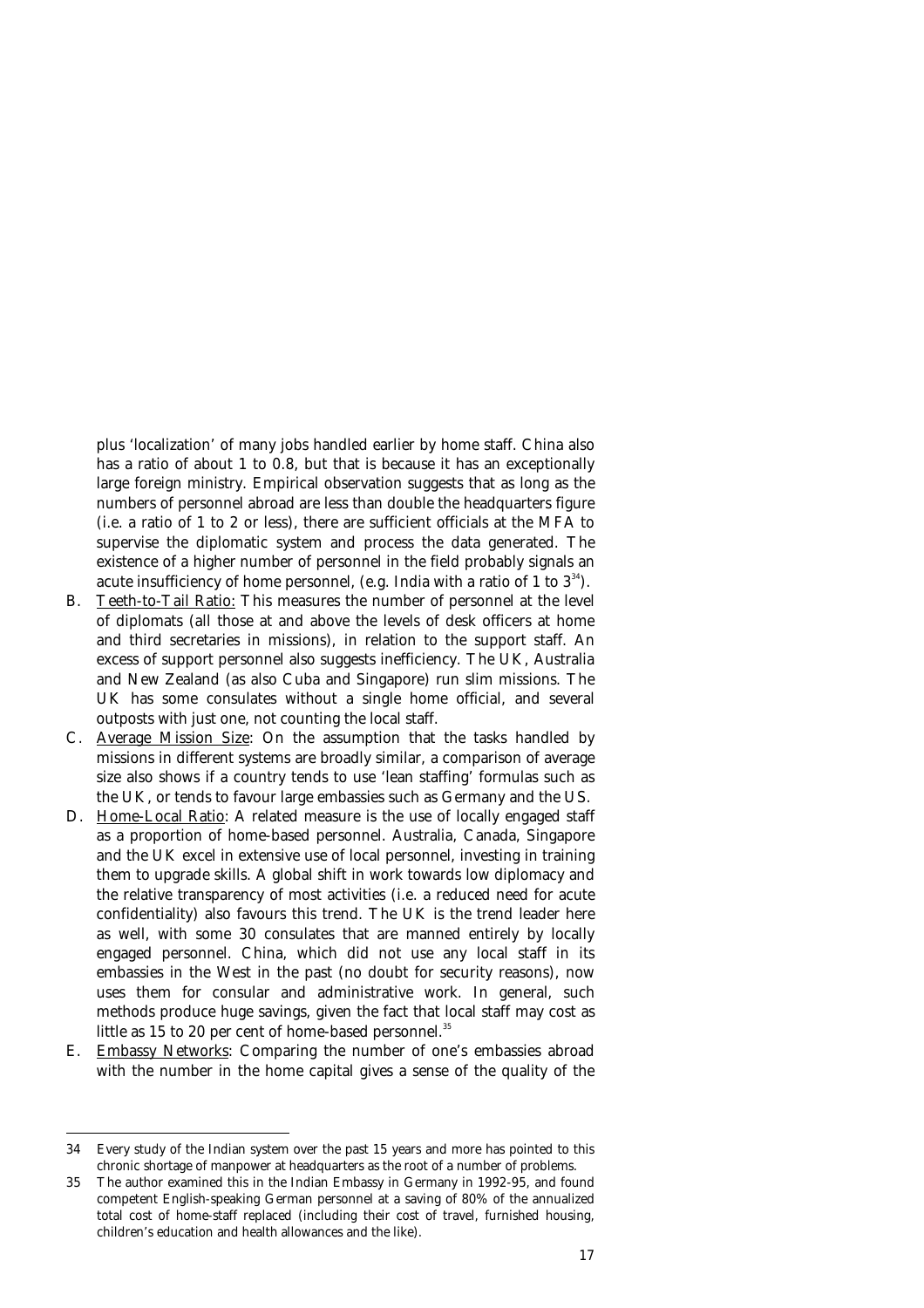plus 'localization' of many jobs handled earlier by home staff. China also has a ratio of about 1 to 0.8, but that is because it has an exceptionally large foreign ministry. Empirical observation suggests that as long as the numbers of personnel abroad are less than double the headquarters figure (i.e. a ratio of 1 to 2 or less), there are sufficient officials at the MFA to supervise the diplomatic system and process the data generated. The existence of a higher number of personnel in the field probably signals an acute insufficiency of home personnel, (e.g. India with a ratio of 1 to 3[34]).

B. <u>Teeth-to-Tail Ratio:</u> This measures the number of personnel at the level of diplomats (all those at and above the levels of desk officers at home and third secretaries in missions), in relation to the support staff. An excess of support personnel also suggests inefficiency. The UK, Australia and New Zealand (as also Cuba and Singapore) run slim missions. The UK has some consulates without a single home official, and several outposts with just one, not counting the local staff.

C. <u>Average Mission Size</u>: On the assumption that the tasks handled by missions in different systems are broadly similar, a comparison of average size also shows if a country tends to use 'lean staffing' formulas such as the UK, or tends to favour large embassies such as Germany and the US.

D. <u>Home-Local Ratio</u>: A related measure is the use of locally engaged staff as a proportion of home-based personnel. Australia, Canada, Singapore and the UK excel in extensive use of local personnel, investing in training them to upgrade skills. A global shift in work towards low diplomacy and the relative transparency of most activities (i.e. a reduced need for acute confidentiality) also favours this trend. The UK is the trend leader here as well, with some 30 consulates that are manned entirely by locally engaged personnel. China, which did not use any local staff in its embassies in the West in the past (no doubt for security reasons), now uses them for consular and administrative work. In general, such methods produce huge savings, given the fact that local staff may cost as little as 15 to 20 per cent of home-based personnel.[35]

E. <u>Embassy Networks</u>: Comparing the number of one's embassies abroad with the number in the home capital gives a sense of the quality of the

---

34 Every study of the Indian system over the past 15 years and more has pointed to this chronic shortage of manpower at headquarters as the root of a number of problems.

35 The author examined this in the Indian Embassy in Germany in 1992-95, and found competent English-speaking German personnel at a saving of 80% of the annualized total cost of home-staff replaced (including their cost of travel, furnished housing, children's education and health allowances and the like).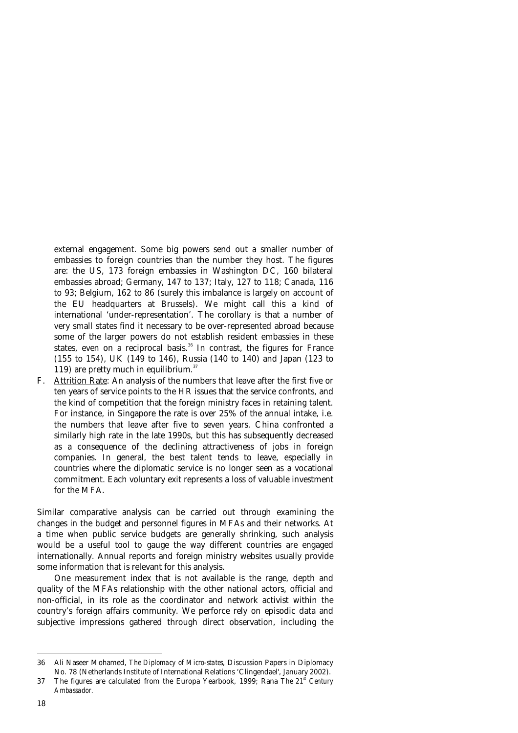external engagement. Some big powers send out a smaller number of embassies to foreign countries than the number they host. The figures are: the US, 173 foreign embassies in Washington DC, 160 bilateral embassies abroad; Germany, 147 to 137; Italy, 127 to 118; Canada, 116 to 93; Belgium, 162 to 86 (surely this imbalance is largely on account of the EU headquarters at Brussels). We might call this a kind of international 'under-representation'. The corollary is that a number of very small states find it necessary to be over-represented abroad because some of the larger powers do not establish resident embassies in these states, even on a reciprocal basis.[36] In contrast, the figures for France (155 to 154), UK (149 to 146), Russia (140 to 140) and Japan (123 to 119) are pretty much in equilibrium.[37]

F. Attrition Rate: An analysis of the numbers that leave after the first five or ten years of service points to the HR issues that the service confronts, and the kind of competition that the foreign ministry faces in retaining talent. For instance, in Singapore the rate is over 25% of the annual intake, i.e. the numbers that leave after five to seven years. China confronted a similarly high rate in the late 1990s, but this has subsequently decreased as a consequence of the declining attractiveness of jobs in foreign companies. In general, the best talent tends to leave, especially in countries where the diplomatic service is no longer seen as a vocational commitment. Each voluntary exit represents a loss of valuable investment for the MFA.

Similar comparative analysis can be carried out through examining the changes in the budget and personnel figures in MFAs and their networks. At a time when public service budgets are generally shrinking, such analysis would be a useful tool to gauge the way different countries are engaged internationally. Annual reports and foreign ministry websites usually provide some information that is relevant for this analysis.

One measurement index that is not available is the range, depth and quality of the MFAs relationship with the other national actors, official and non-official, in its role as the coordinator and network activist within the country's foreign affairs community. We perforce rely on episodic data and subjective impressions gathered through direct observation, including the

---

36 Ali Naseer Mohamed, *The Diplomacy of Micro-states*, Discussion Papers in Diplomacy No. 78 (Netherlands Institute of International Relations 'Clingendael', January 2002).

37 The figures are calculated from the Europa Yearbook, 1999; Rana *The 21st Century Ambassador*.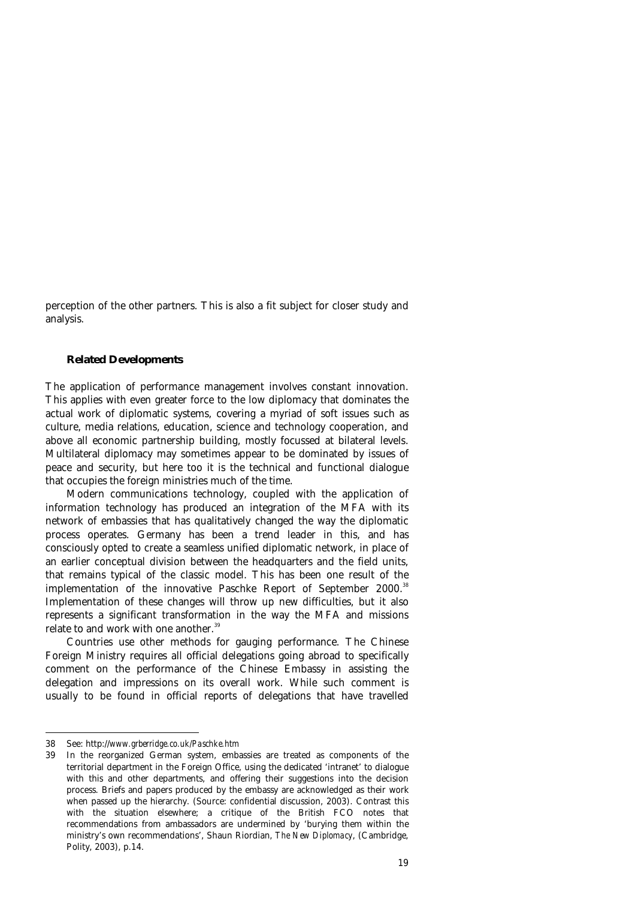perception of the other partners. This is also a fit subject for closer study and analysis.

### Related Developments

The application of performance management involves constant innovation. This applies with even greater force to the low diplomacy that dominates the actual work of diplomatic systems, covering a myriad of soft issues such as culture, media relations, education, science and technology cooperation, and above all economic partnership building, mostly focussed at bilateral levels. Multilateral diplomacy may sometimes appear to be dominated by issues of peace and security, but here too it is the technical and functional dialogue that occupies the foreign ministries much of the time.

Modern communications technology, coupled with the application of information technology has produced an integration of the MFA with its network of embassies that has qualitatively changed the way the diplomatic process operates. Germany has been a trend leader in this, and has consciously opted to create a seamless unified diplomatic network, in place of an earlier conceptual division between the headquarters and the field units, that remains typical of the classic model. This has been one result of the implementation of the innovative Paschke Report of September 2000.[38] Implementation of these changes will throw up new difficulties, but it also represents a significant transformation in the way the MFA and missions relate to and work with one another.[39]

Countries use other methods for gauging performance. The Chinese Foreign Ministry requires all official delegations going abroad to specifically comment on the performance of the Chinese Embassy in assisting the delegation and impressions on its overall work. While such comment is usually to be found in official reports of delegations that have travelled

---

38 See: http://*www.grberridge.co.uk/Paschke.htm*

39 In the reorganized German system, embassies are treated as components of the territorial department in the Foreign Office, using the dedicated 'intranet' to dialogue with this and other departments, and offering their suggestions into the decision process. Briefs and papers produced by the embassy are acknowledged as their work when passed up the hierarchy. (Source: confidential discussion, 2003). Contrast this with the situation elsewhere; a critique of the British FCO notes that recommendations from ambassadors are undermined by 'burying them within the ministry's own recommendations', Shaun Riordian, *The New Diplomacy*, (Cambridge, Polity, 2003), p.14.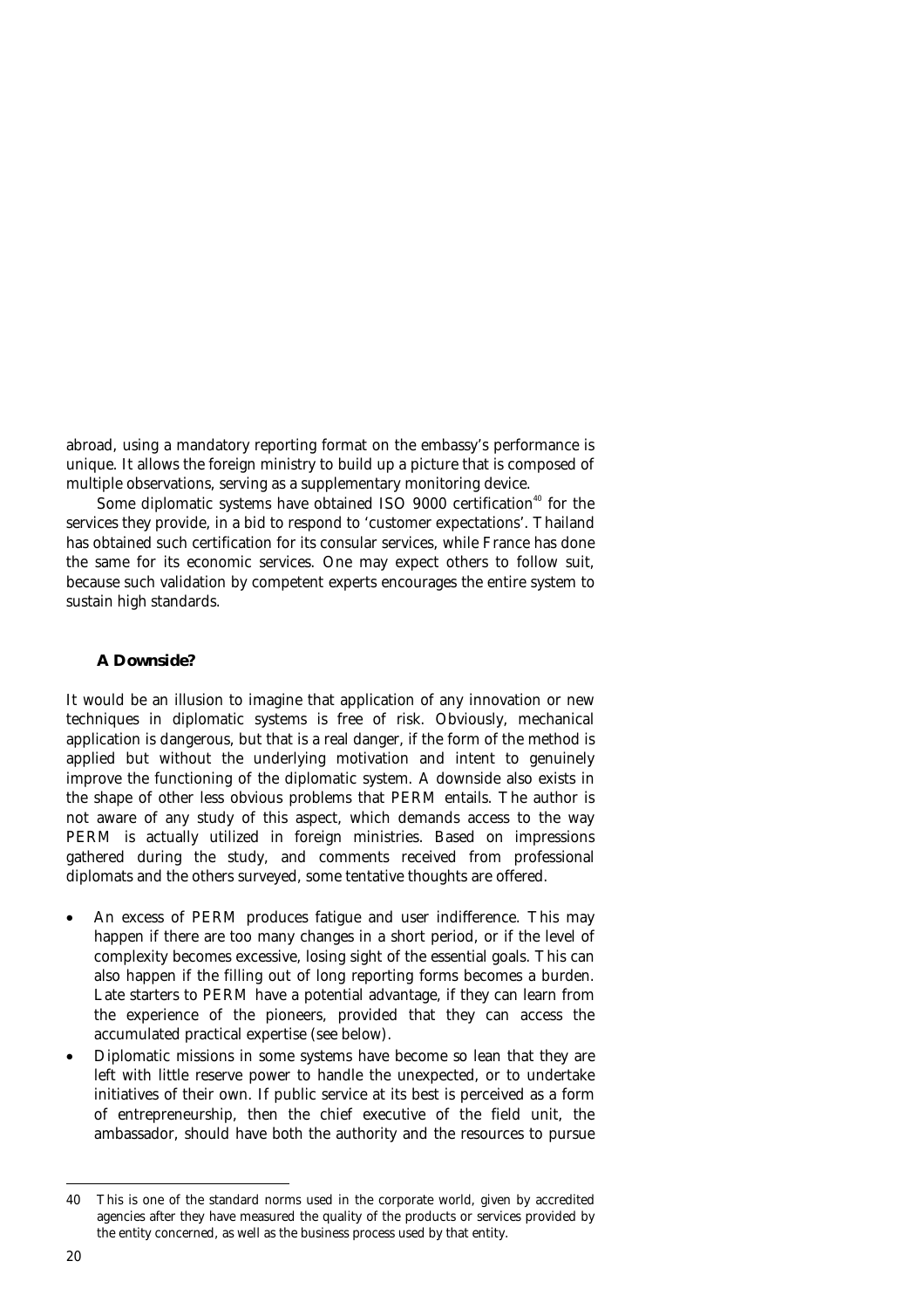abroad, using a mandatory reporting format on the embassy's performance is unique. It allows the foreign ministry to build up a picture that is composed of multiple observations, serving as a supplementary monitoring device.

Some diplomatic systems have obtained ISO 9000 certification[40] for the services they provide, in a bid to respond to 'customer expectations'. Thailand has obtained such certification for its consular services, while France has done the same for its economic services. One may expect others to follow suit, because such validation by competent experts encourages the entire system to sustain high standards.

### A Downside?

It would be an illusion to imagine that application of any innovation or new techniques in diplomatic systems is free of risk. Obviously, mechanical application is dangerous, but that is a real danger, if the form of the method is applied but without the underlying motivation and intent to genuinely improve the functioning of the diplomatic system. A downside also exists in the shape of other less obvious problems that PERM entails. The author is not aware of any study of this aspect, which demands access to the way PERM is actually utilized in foreign ministries. Based on impressions gathered during the study, and comments received from professional diplomats and the others surveyed, some tentative thoughts are offered.

- An excess of PERM produces fatigue and user indifference. This may happen if there are too many changes in a short period, or if the level of complexity becomes excessive, losing sight of the essential goals. This can also happen if the filling out of long reporting forms becomes a burden. Late starters to PERM have a potential advantage, if they can learn from the experience of the pioneers, provided that they can access the accumulated practical expertise (see below).
- Diplomatic missions in some systems have become so lean that they are left with little reserve power to handle the unexpected, or to undertake initiatives of their own. If public service at its best is perceived as a form of entrepreneurship, then the chief executive of the field unit, the ambassador, should have both the authority and the resources to pursue

---

40 This is one of the standard norms used in the corporate world, given by accredited agencies after they have measured the quality of the products or services provided by the entity concerned, as well as the business process used by that entity.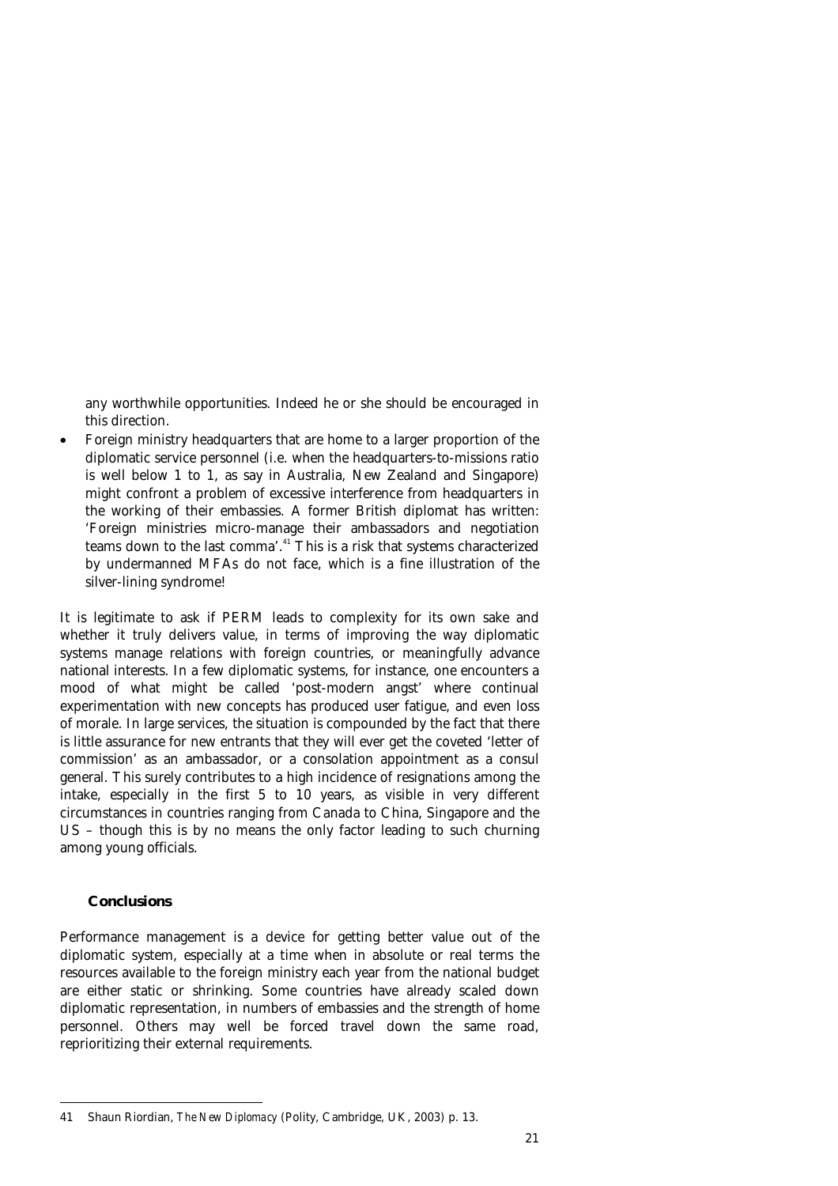any worthwhile opportunities. Indeed he or she should be encouraged in this direction.

- Foreign ministry headquarters that are home to a larger proportion of the diplomatic service personnel (i.e. when the headquarters-to-missions ratio is well below 1 to 1, as say in Australia, New Zealand and Singapore) might confront a problem of excessive interference from headquarters in the working of their embassies. A former British diplomat has written: 'Foreign ministries micro-manage their ambassadors and negotiation teams down to the last comma'.[41] This is a risk that systems characterized by undermanned MFAs do not face, which is a fine illustration of the silver-lining syndrome!

It is legitimate to ask if PERM leads to complexity for its own sake and whether it truly delivers value, in terms of improving the way diplomatic systems manage relations with foreign countries, or meaningfully advance national interests. In a few diplomatic systems, for instance, one encounters a mood of what might be called 'post-modern angst' where continual experimentation with new concepts has produced user fatigue, and even loss of morale. In large services, the situation is compounded by the fact that there is little assurance for new entrants that they will ever get the coveted 'letter of commission' as an ambassador, or a consolation appointment as a consul general. This surely contributes to a high incidence of resignations among the intake, especially in the first 5 to 10 years, as visible in very different circumstances in countries ranging from Canada to China, Singapore and the US – though this is by no means the only factor leading to such churning among young officials.

## Conclusions

Performance management is a device for getting better value out of the diplomatic system, especially at a time when in absolute or real terms the resources available to the foreign ministry each year from the national budget are either static or shrinking. Some countries have already scaled down diplomatic representation, in numbers of embassies and the strength of home personnel. Others may well be forced travel down the same road, reprioritizing their external requirements.

---

41 Shaun Riordian, *The New Diplomacy* (Polity, Cambridge, UK, 2003) p. 13.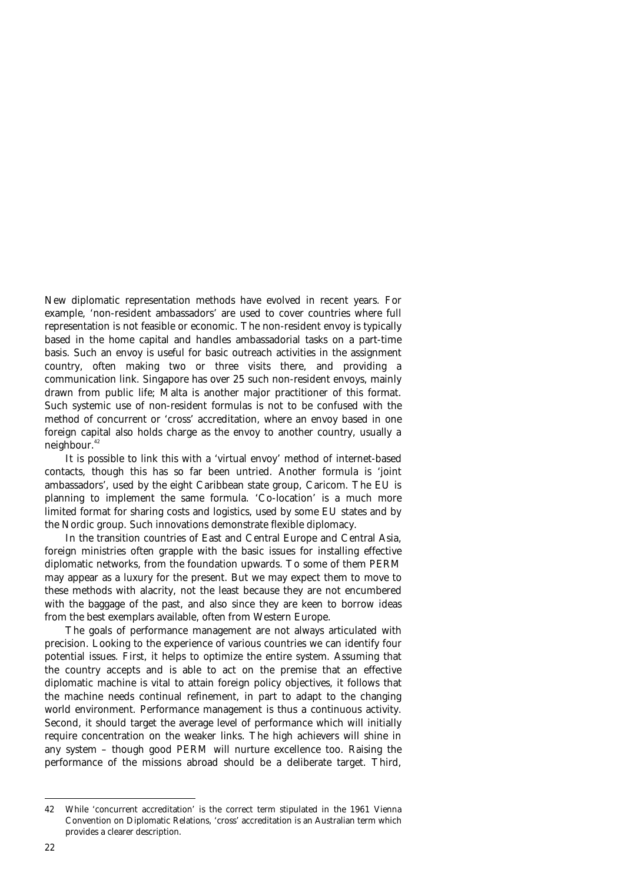New diplomatic representation methods have evolved in recent years. For example, 'non-resident ambassadors' are used to cover countries where full representation is not feasible or economic. The non-resident envoy is typically based in the home capital and handles ambassadorial tasks on a part-time basis. Such an envoy is useful for basic outreach activities in the assignment country, often making two or three visits there, and providing a communication link. Singapore has over 25 such non-resident envoys, mainly drawn from public life; Malta is another major practitioner of this format. Such systemic use of non-resident formulas is not to be confused with the method of concurrent or 'cross' accreditation, where an envoy based in one foreign capital also holds charge as the envoy to another country, usually a neighbour.[42]

It is possible to link this with a 'virtual envoy' method of internet-based contacts, though this has so far been untried. Another formula is 'joint ambassadors', used by the eight Caribbean state group, Caricom. The EU is planning to implement the same formula. 'Co-location' is a much more limited format for sharing costs and logistics, used by some EU states and by the Nordic group. Such innovations demonstrate flexible diplomacy.

In the transition countries of East and Central Europe and Central Asia, foreign ministries often grapple with the basic issues for installing effective diplomatic networks, from the foundation upwards. To some of them PERM may appear as a luxury for the present. But we may expect them to move to these methods with alacrity, not the least because they are not encumbered with the baggage of the past, and also since they are keen to borrow ideas from the best exemplars available, often from Western Europe.

The goals of performance management are not always articulated with precision. Looking to the experience of various countries we can identify four potential issues. First, it helps to optimize the entire system. Assuming that the country accepts and is able to act on the premise that an effective diplomatic machine is vital to attain foreign policy objectives, it follows that the machine needs continual refinement, in part to adapt to the changing world environment. Performance management is thus a continuous activity. Second, it should target the average level of performance which will initially require concentration on the weaker links. The high achievers will shine in any system – though good PERM will nurture excellence too. Raising the performance of the missions abroad should be a deliberate target. Third,

---

42 While 'concurrent accreditation' is the correct term stipulated in the 1961 Vienna Convention on Diplomatic Relations, 'cross' accreditation is an Australian term which provides a clearer description.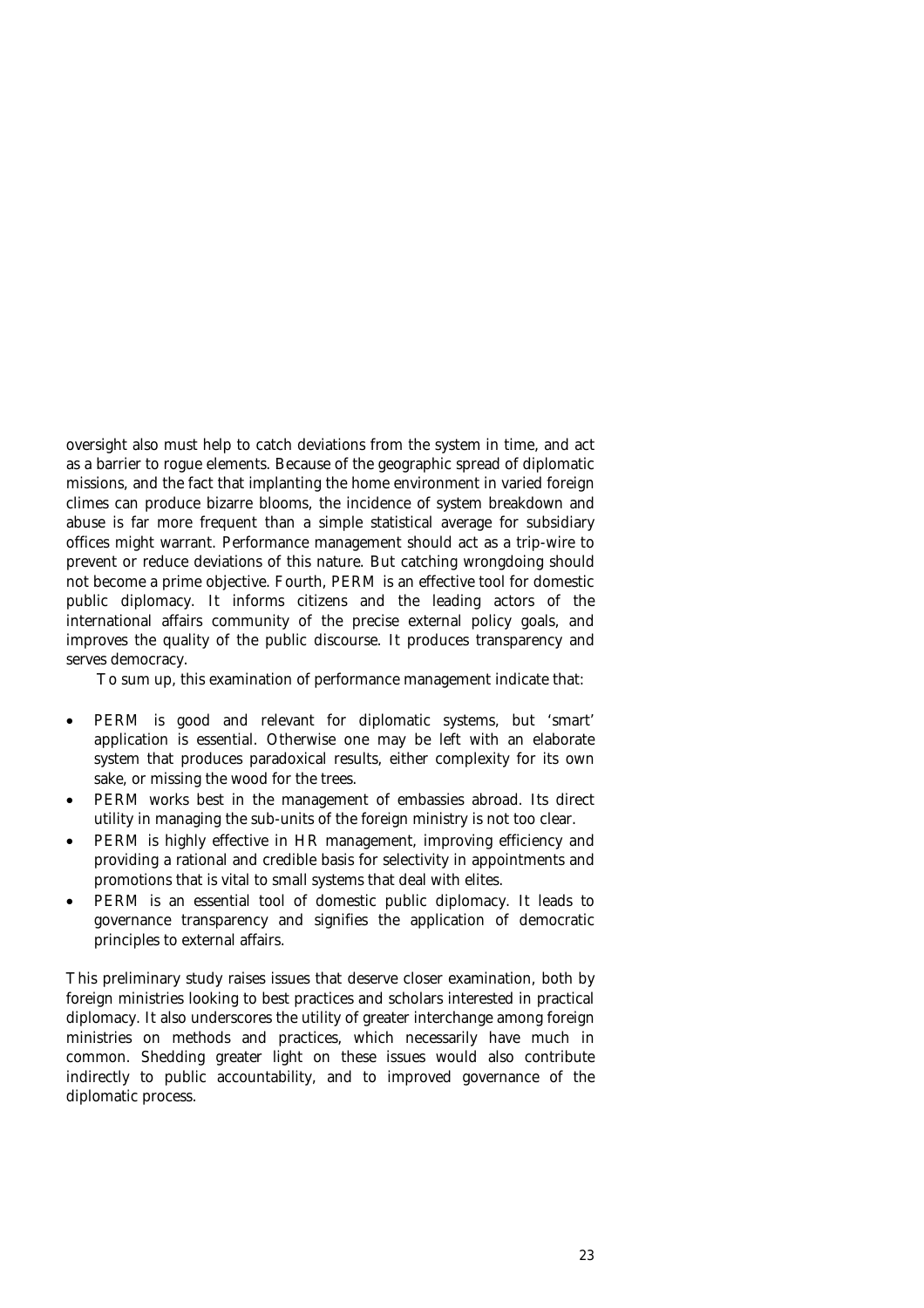oversight also must help to catch deviations from the system in time, and act as a barrier to rogue elements. Because of the geographic spread of diplomatic missions, and the fact that implanting the home environment in varied foreign climes can produce bizarre blooms, the incidence of system breakdown and abuse is far more frequent than a simple statistical average for subsidiary offices might warrant. Performance management should act as a trip-wire to prevent or reduce deviations of this nature. But catching wrongdoing should not become a prime objective. Fourth, PERM is an effective tool for domestic public diplomacy. It informs citizens and the leading actors of the international affairs community of the precise external policy goals, and improves the quality of the public discourse. It produces transparency and serves democracy.

To sum up, this examination of performance management indicate that:

- PERM is good and relevant for diplomatic systems, but 'smart' application is essential. Otherwise one may be left with an elaborate system that produces paradoxical results, either complexity for its own sake, or missing the wood for the trees.
- PERM works best in the management of embassies abroad. Its direct utility in managing the sub-units of the foreign ministry is not too clear.
- PERM is highly effective in HR management, improving efficiency and providing a rational and credible basis for selectivity in appointments and promotions that is vital to small systems that deal with elites.
- PERM is an essential tool of domestic public diplomacy. It leads to governance transparency and signifies the application of democratic principles to external affairs.

This preliminary study raises issues that deserve closer examination, both by foreign ministries looking to best practices and scholars interested in practical diplomacy. It also underscores the utility of greater interchange among foreign ministries on methods and practices, which necessarily have much in common. Shedding greater light on these issues would also contribute indirectly to public accountability, and to improved governance of the diplomatic process.